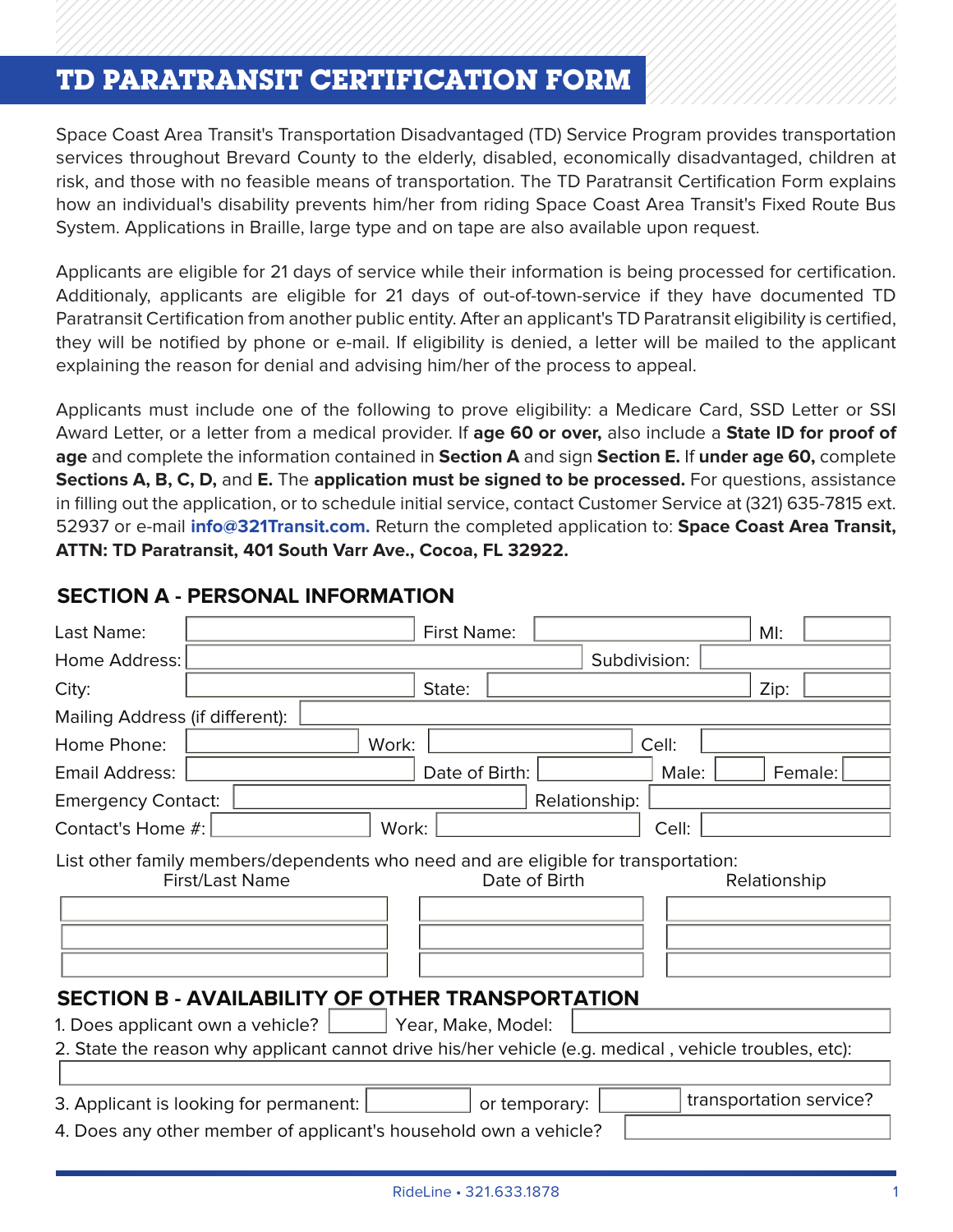# TD PARATRANSIT CERTIFICATION FORM

Space Coast Area Transit's Transportation Disadvantaged (TD) Service Program provides transportation services throughout Brevard County to the elderly, disabled, economically disadvantaged, children at risk, and those with no feasible means of transportation. The TD Paratransit Certification Form explains how an individual's disability prevents him/her from riding Space Coast Area Transit's Fixed Route Bus System. Applications in Braille, large type and on tape are also available upon request.

Applicants are eligible for 21 days of service while their information is being processed for certification. Additionaly, applicants are eligible for 21 days of out-of-town-service if they have documented TD Paratransit Certification from another public entity. After an applicant's TD Paratransit eligibility is certified, they will be notified by phone or e-mail. If eligibility is denied, a letter will be mailed to the applicant explaining the reason for denial and advising him/her of the process to appeal.

Applicants must include one of the following to prove eligibility: a Medicare Card, SSD Letter or SSI Award Letter, or a letter from a medical provider. If **age 60 or over,** also include a **State ID for proof of age** and complete the information contained in **Section A** and sign **Section E.** If **under age 60,** complete **Sections A, B, C, D,** and **E.** The **application must be signed to be processed.** For questions, assistance in filling out the application, or to schedule initial service, contact Customer Service at (321) 635-7815 ext. 52937 or e-mail **info@321Transit.com.** Return the completed application to: **Space Coast Area Transit, ATTN: TD Paratransit, 401 South Varr Ave., Cocoa, FL 32922.**

## SECTION A - PERSONAL INFORMATION

Last Name: ____________ First Name: ____________ MI: ____

Home Address: ____________ Subdivision: ____________

City: ____________ State: ____________ Zip: ____

Mailing Address (if different): ____________

Home Phone: ____________ Work: ____________ Cell: ____________

Email Address: ____________ Date of Birth: ____________ Male: ____ Female: ____

Emergency Contact: ____________ Relationship: ____________

Contact's Home #: ____________ Work: ____________ Cell: ____________

List other family members/dependents who need and are eligible for transportation:

| First/Last Name | Date of Birth | Relationship |
|---|---|---|
| | | |
| | | |
| | | |

## SECTION B - AVAILABILITY OF OTHER TRANSPORTATION

1. Does applicant own a vehicle? ____ Year, Make, Model: ____________
2. State the reason why applicant cannot drive his/her vehicle (e.g. medical , vehicle troubles, etc): ____________
3. Applicant is looking for permanent: ____ or temporary: ____ transportation service?
4. Does any other member of applicant's household own a vehicle? ____________

RideLine • 321.633.1878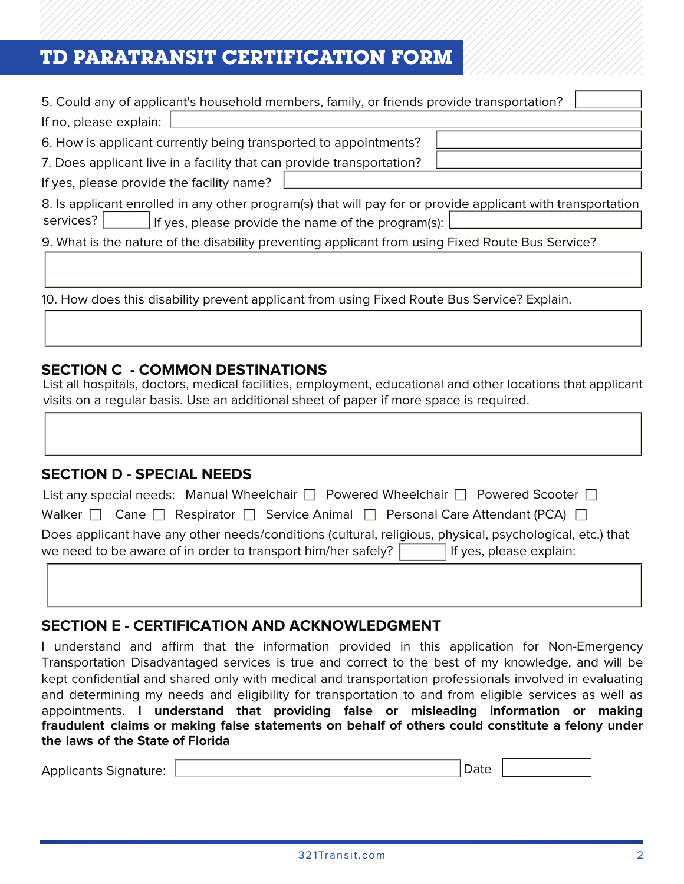# TD PARATRANSIT CERTIFICATION FORM

5. Could any of applicant's household members, family, or friends provide transportation?

If no, please explain:

6. How is applicant currently being transported to appointments?

7. Does applicant live in a facility that can provide transportation?

If yes, please provide the facility name?

8. Is applicant enrolled in any other program(s) that will pay for or provide applicant with transportation services? If yes, please provide the name of the program(s):

9. What is the nature of the disability preventing applicant from using Fixed Route Bus Service?

10. How does this disability prevent applicant from using Fixed Route Bus Service? Explain.

## SECTION C - COMMON DESTINATIONS

List all hospitals, doctors, medical facilities, employment, educational and other locations that applicant visits on a regular basis. Use an additional sheet of paper if more space is required.

## SECTION D - SPECIAL NEEDS

List any special needs: Manual Wheelchair ☐ Powered Wheelchair ☐ Powered Scooter ☐ Walker ☐ Cane ☐ Respirator ☐ Service Animal ☐ Personal Care Attendant (PCA) ☐

Does applicant have any other needs/conditions (cultural, religious, physical, psychological, etc.) that we need to be aware of in order to transport him/her safely? If yes, please explain:

## SECTION E - CERTIFICATION AND ACKNOWLEDGMENT

I understand and affirm that the information provided in this application for Non-Emergency Transportation Disadvantaged services is true and correct to the best of my knowledge, and will be kept confidential and shared only with medical and transportation professionals involved in evaluating and determining my needs and eligibility for transportation to and from eligible services as well as appointments. **I understand that providing false or misleading information or making fraudulent claims or making false statements on behalf of others could constitute a felony under the laws of the State of Florida**

Applicants Signature: Date

321Transit.com